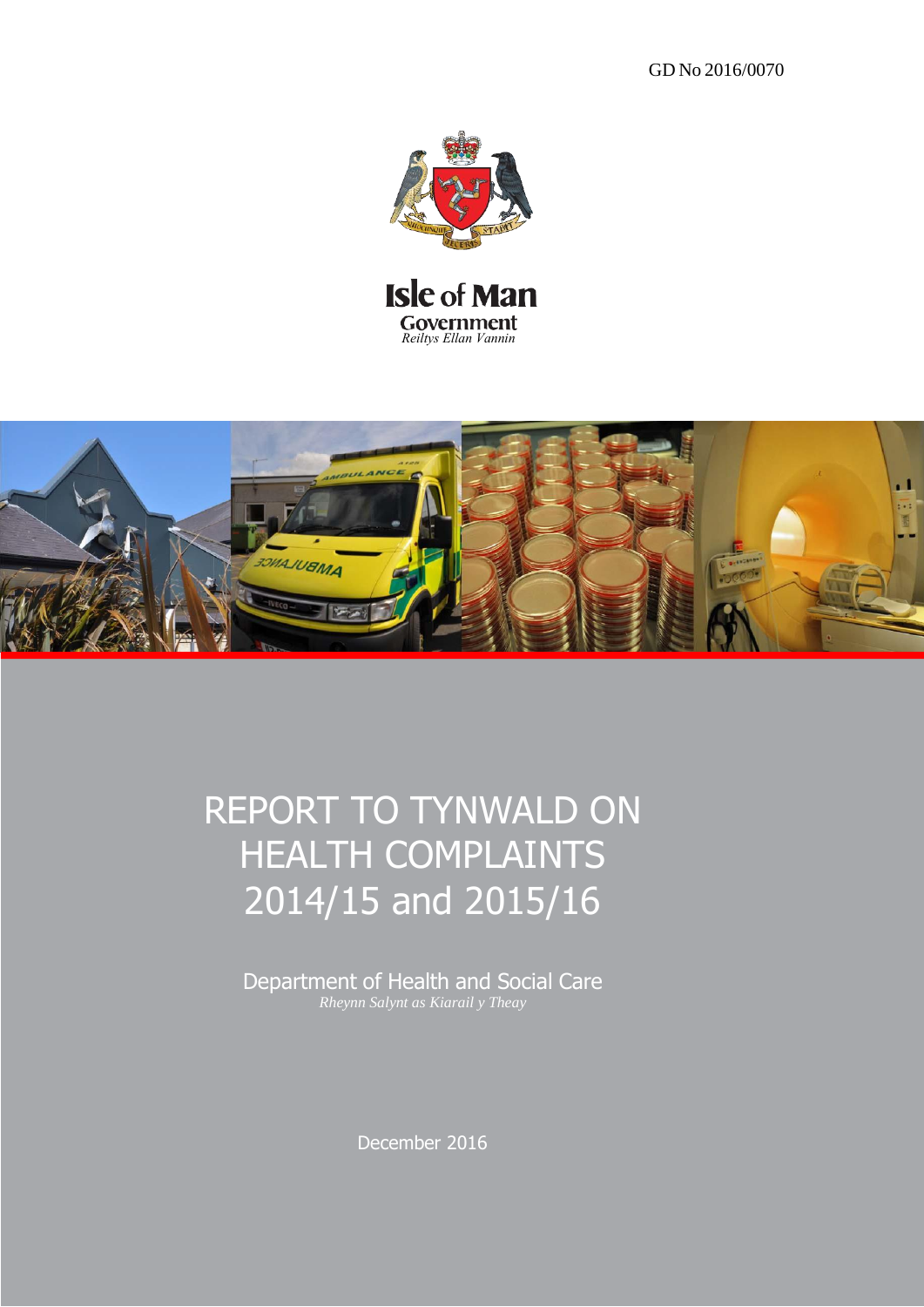GD No 2016/0070

Isle of Man Government

*Reiltys Ellan Vannin*

# REPORT TO TYNWALD ON HEALTH COMPLAINTS 2014/15 and 2015/16

Department of Health and Social Care

*Rheynn Salynt as Kiarail y Theay*

December 2016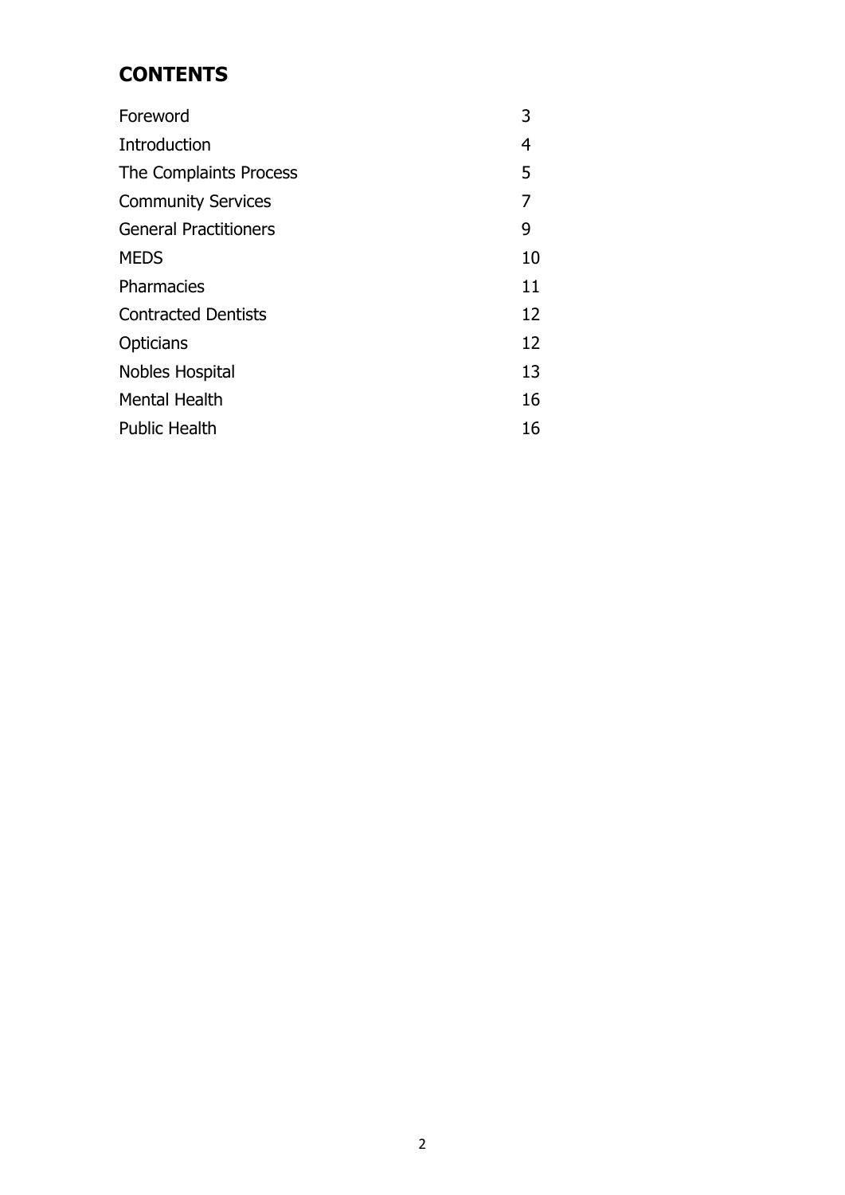## CONTENTS

| | |
|---|---|
| Foreword | 3 |
| Introduction | 4 |
| The Complaints Process | 5 |
| Community Services | 7 |
| General Practitioners | 9 |
| MEDS | 10 |
| Pharmacies | 11 |
| Contracted Dentists | 12 |
| Opticians | 12 |
| Nobles Hospital | 13 |
| Mental Health | 16 |
| Public Health | 16 |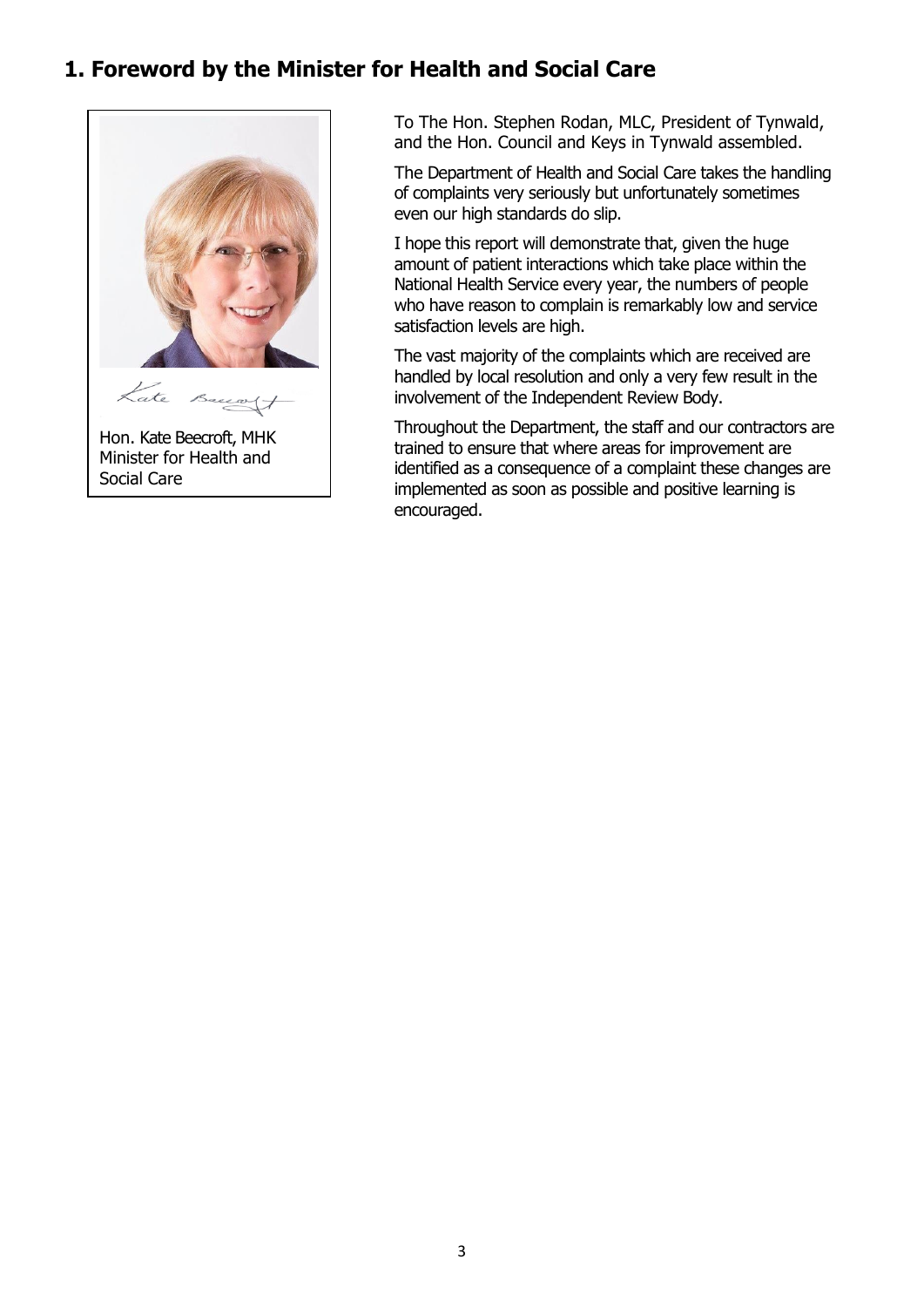# 1. Foreword by the Minister for Health and Social Care

Hon. Kate Beecroft, MHK
Minister for Health and Social Care

To The Hon. Stephen Rodan, MLC, President of Tynwald, and the Hon. Council and Keys in Tynwald assembled.

The Department of Health and Social Care takes the handling of complaints very seriously but unfortunately sometimes even our high standards do slip.

I hope this report will demonstrate that, given the huge amount of patient interactions which take place within the National Health Service every year, the numbers of people who have reason to complain is remarkably low and service satisfaction levels are high.

The vast majority of the complaints which are received are handled by local resolution and only a very few result in the involvement of the Independent Review Body.

Throughout the Department, the staff and our contractors are trained to ensure that where areas for improvement are identified as a consequence of a complaint these changes are implemented as soon as possible and positive learning is encouraged.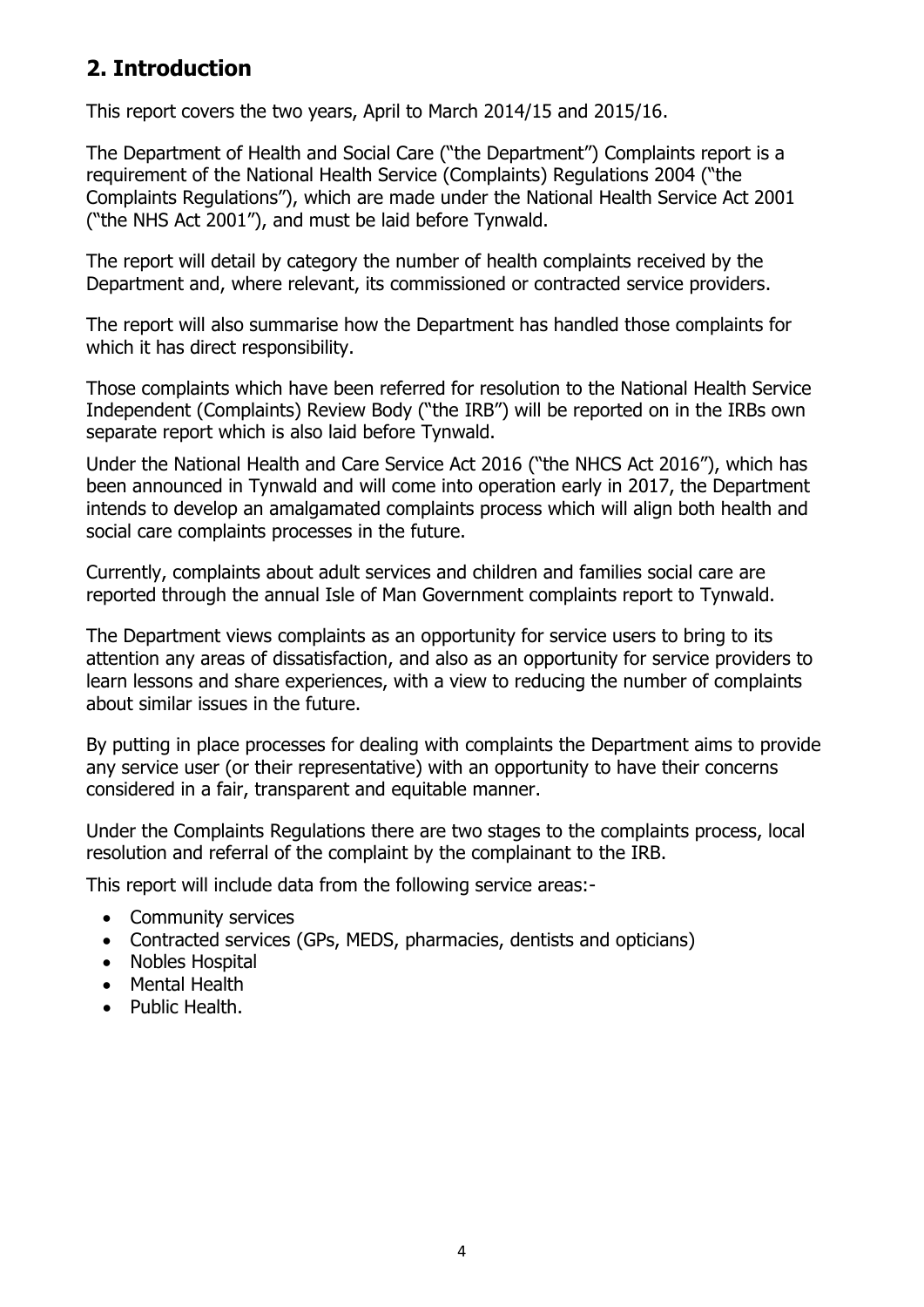## 2. Introduction

This report covers the two years, April to March 2014/15 and 2015/16.

The Department of Health and Social Care ("the Department") Complaints report is a requirement of the National Health Service (Complaints) Regulations 2004 ("the Complaints Regulations"), which are made under the National Health Service Act 2001 ("the NHS Act 2001"), and must be laid before Tynwald.

The report will detail by category the number of health complaints received by the Department and, where relevant, its commissioned or contracted service providers.

The report will also summarise how the Department has handled those complaints for which it has direct responsibility.

Those complaints which have been referred for resolution to the National Health Service Independent (Complaints) Review Body ("the IRB") will be reported on in the IRBs own separate report which is also laid before Tynwald.

Under the National Health and Care Service Act 2016 ("the NHCS Act 2016"), which has been announced in Tynwald and will come into operation early in 2017, the Department intends to develop an amalgamated complaints process which will align both health and social care complaints processes in the future.

Currently, complaints about adult services and children and families social care are reported through the annual Isle of Man Government complaints report to Tynwald.

The Department views complaints as an opportunity for service users to bring to its attention any areas of dissatisfaction, and also as an opportunity for service providers to learn lessons and share experiences, with a view to reducing the number of complaints about similar issues in the future.

By putting in place processes for dealing with complaints the Department aims to provide any service user (or their representative) with an opportunity to have their concerns considered in a fair, transparent and equitable manner.

Under the Complaints Regulations there are two stages to the complaints process, local resolution and referral of the complaint by the complainant to the IRB.

This report will include data from the following service areas:-

- Community services
- Contracted services (GPs, MEDS, pharmacies, dentists and opticians)
- Nobles Hospital
- Mental Health
- Public Health.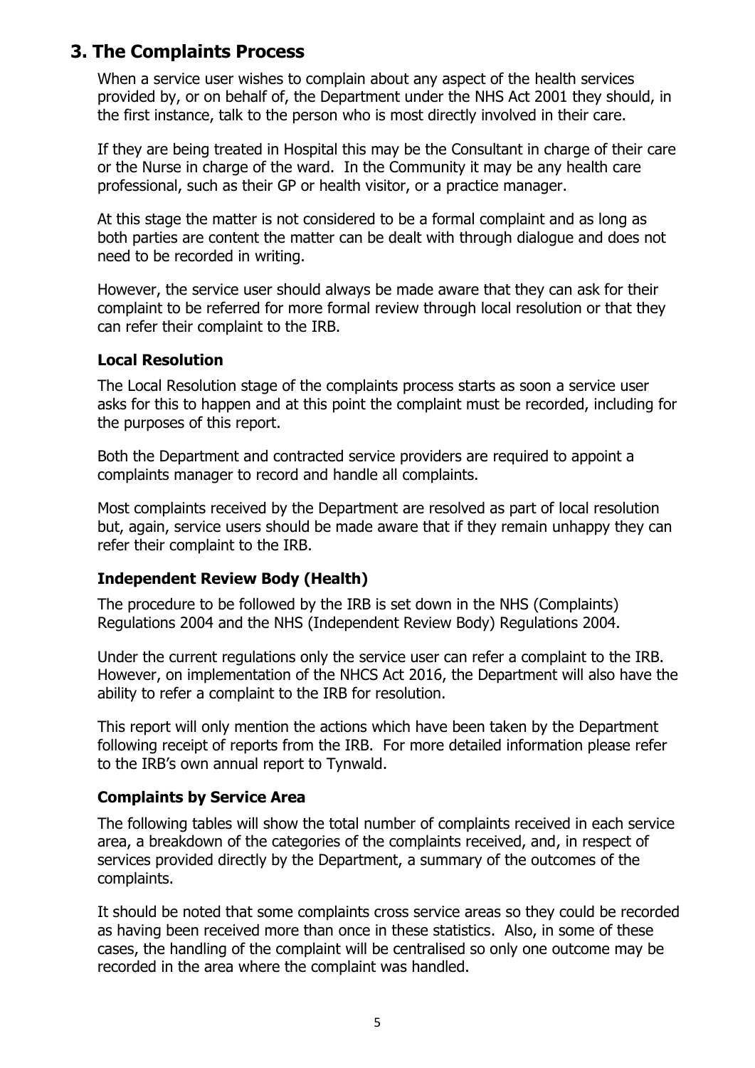## 3. The Complaints Process

When a service user wishes to complain about any aspect of the health services provided by, or on behalf of, the Department under the NHS Act 2001 they should, in the first instance, talk to the person who is most directly involved in their care.

If they are being treated in Hospital this may be the Consultant in charge of their care or the Nurse in charge of the ward. In the Community it may be any health care professional, such as their GP or health visitor, or a practice manager.

At this stage the matter is not considered to be a formal complaint and as long as both parties are content the matter can be dealt with through dialogue and does not need to be recorded in writing.

However, the service user should always be made aware that they can ask for their complaint to be referred for more formal review through local resolution or that they can refer their complaint to the IRB.

### Local Resolution

The Local Resolution stage of the complaints process starts as soon a service user asks for this to happen and at this point the complaint must be recorded, including for the purposes of this report.

Both the Department and contracted service providers are required to appoint a complaints manager to record and handle all complaints.

Most complaints received by the Department are resolved as part of local resolution but, again, service users should be made aware that if they remain unhappy they can refer their complaint to the IRB.

### Independent Review Body (Health)

The procedure to be followed by the IRB is set down in the NHS (Complaints) Regulations 2004 and the NHS (Independent Review Body) Regulations 2004.

Under the current regulations only the service user can refer a complaint to the IRB. However, on implementation of the NHCS Act 2016, the Department will also have the ability to refer a complaint to the IRB for resolution.

This report will only mention the actions which have been taken by the Department following receipt of reports from the IRB. For more detailed information please refer to the IRB's own annual report to Tynwald.

### Complaints by Service Area

The following tables will show the total number of complaints received in each service area, a breakdown of the categories of the complaints received, and, in respect of services provided directly by the Department, a summary of the outcomes of the complaints.

It should be noted that some complaints cross service areas so they could be recorded as having been received more than once in these statistics. Also, in some of these cases, the handling of the complaint will be centralised so only one outcome may be recorded in the area where the complaint was handled.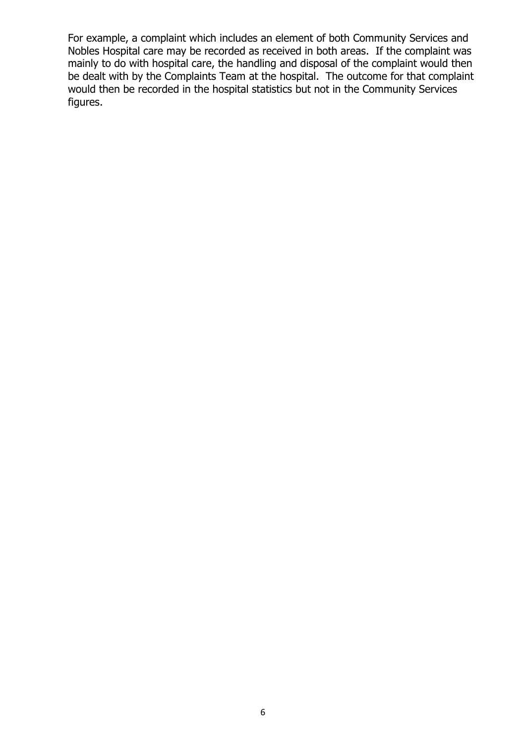For example, a complaint which includes an element of both Community Services and Nobles Hospital care may be recorded as received in both areas. If the complaint was mainly to do with hospital care, the handling and disposal of the complaint would then be dealt with by the Complaints Team at the hospital. The outcome for that complaint would then be recorded in the hospital statistics but not in the Community Services figures.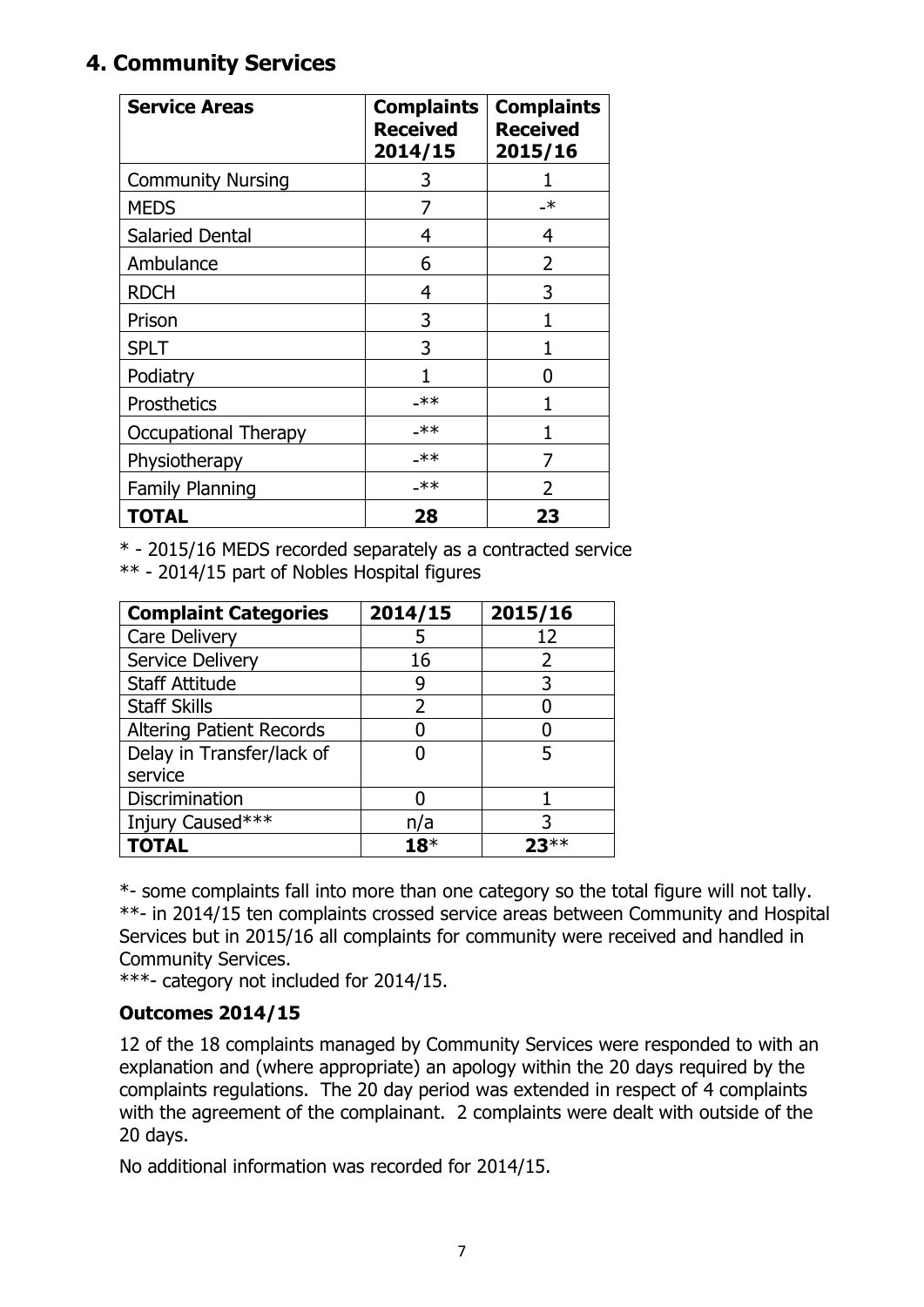## 4. Community Services

| Service Areas | Complaints Received 2014/15 | Complaints Received 2015/16 |
|---|---|---|
| Community Nursing | 3 | 1 |
| MEDS | 7 | -* |
| Salaried Dental | 4 | 4 |
| Ambulance | 6 | 2 |
| RDCH | 4 | 3 |
| Prison | 3 | 1 |
| SPLT | 3 | 1 |
| Podiatry | 1 | 0 |
| Prosthetics | -** | 1 |
| Occupational Therapy | -** | 1 |
| Physiotherapy | -** | 7 |
| Family Planning | -** | 2 |
| **TOTAL** | **28** | **23** |

* - 2015/16 MEDS recorded separately as a contracted service
** - 2014/15 part of Nobles Hospital figures

| Complaint Categories | 2014/15 | 2015/16 |
|---|---|---|
| Care Delivery | 5 | 12 |
| Service Delivery | 16 | 2 |
| Staff Attitude | 9 | 3 |
| Staff Skills | 2 | 0 |
| Altering Patient Records | 0 | 0 |
| Delay in Transfer/lack of service | 0 | 5 |
| Discrimination | 0 | 1 |
| Injury Caused*** | n/a | 3 |
| **TOTAL** | **18*** | **23**** |

*- some complaints fall into more than one category so the total figure will not tally.
**- in 2014/15 ten complaints crossed service areas between Community and Hospital Services but in 2015/16 all complaints for community were received and handled in Community Services.
***- category not included for 2014/15.

### Outcomes 2014/15

12 of the 18 complaints managed by Community Services were responded to with an explanation and (where appropriate) an apology within the 20 days required by the complaints regulations. The 20 day period was extended in respect of 4 complaints with the agreement of the complainant. 2 complaints were dealt with outside of the 20 days.

No additional information was recorded for 2014/15.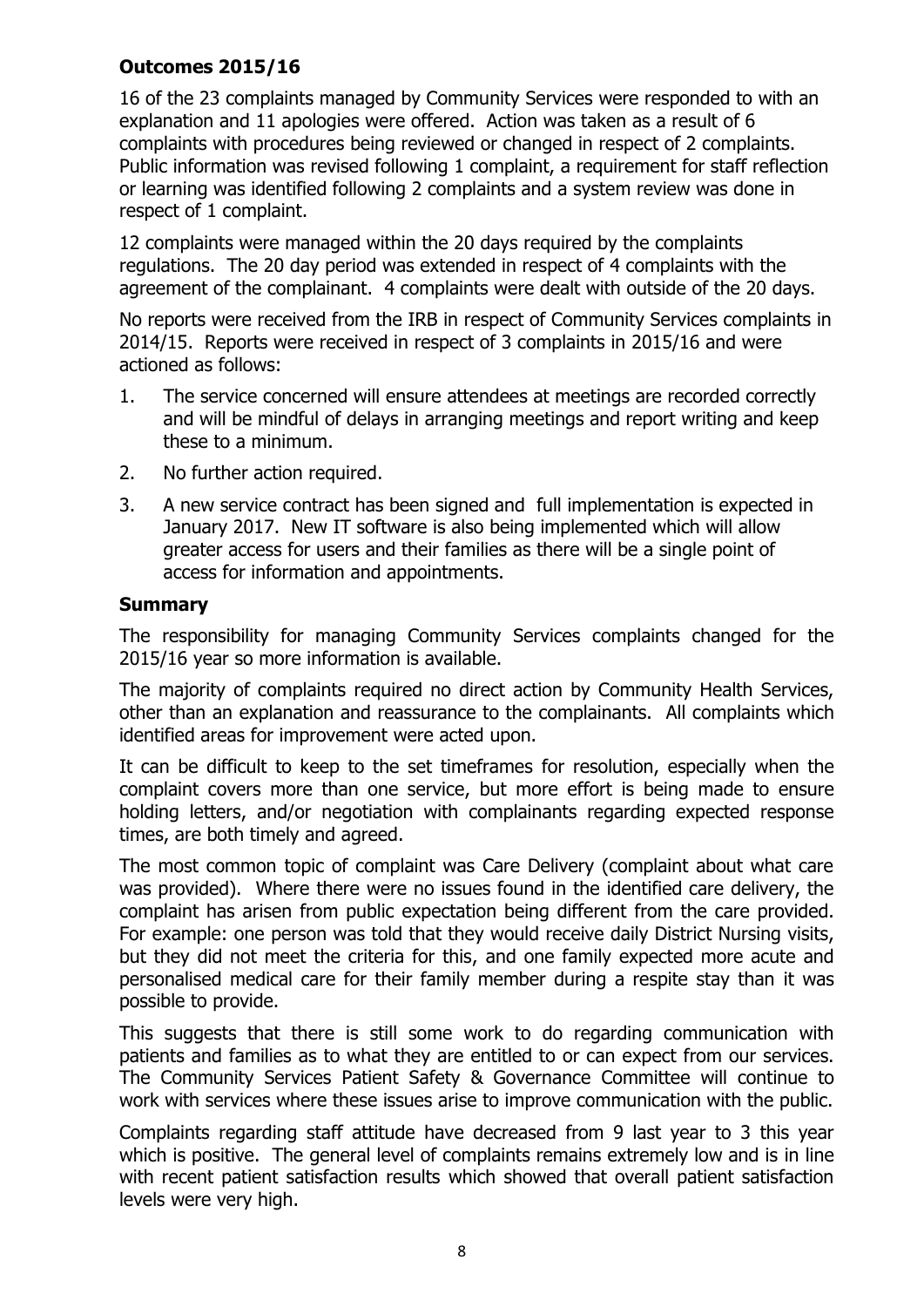### Outcomes 2015/16

16 of the 23 complaints managed by Community Services were responded to with an explanation and 11 apologies were offered. Action was taken as a result of 6 complaints with procedures being reviewed or changed in respect of 2 complaints. Public information was revised following 1 complaint, a requirement for staff reflection or learning was identified following 2 complaints and a system review was done in respect of 1 complaint.

12 complaints were managed within the 20 days required by the complaints regulations. The 20 day period was extended in respect of 4 complaints with the agreement of the complainant. 4 complaints were dealt with outside of the 20 days.

No reports were received from the IRB in respect of Community Services complaints in 2014/15. Reports were received in respect of 3 complaints in 2015/16 and were actioned as follows:

1. The service concerned will ensure attendees at meetings are recorded correctly and will be mindful of delays in arranging meetings and report writing and keep these to a minimum.
2. No further action required.
3. A new service contract has been signed and full implementation is expected in January 2017. New IT software is also being implemented which will allow greater access for users and their families as there will be a single point of access for information and appointments.

### Summary

The responsibility for managing Community Services complaints changed for the 2015/16 year so more information is available.

The majority of complaints required no direct action by Community Health Services, other than an explanation and reassurance to the complainants. All complaints which identified areas for improvement were acted upon.

It can be difficult to keep to the set timeframes for resolution, especially when the complaint covers more than one service, but more effort is being made to ensure holding letters, and/or negotiation with complainants regarding expected response times, are both timely and agreed.

The most common topic of complaint was Care Delivery (complaint about what care was provided). Where there were no issues found in the identified care delivery, the complaint has arisen from public expectation being different from the care provided. For example: one person was told that they would receive daily District Nursing visits, but they did not meet the criteria for this, and one family expected more acute and personalised medical care for their family member during a respite stay than it was possible to provide.

This suggests that there is still some work to do regarding communication with patients and families as to what they are entitled to or can expect from our services. The Community Services Patient Safety & Governance Committee will continue to work with services where these issues arise to improve communication with the public.

Complaints regarding staff attitude have decreased from 9 last year to 3 this year which is positive. The general level of complaints remains extremely low and is in line with recent patient satisfaction results which showed that overall patient satisfaction levels were very high.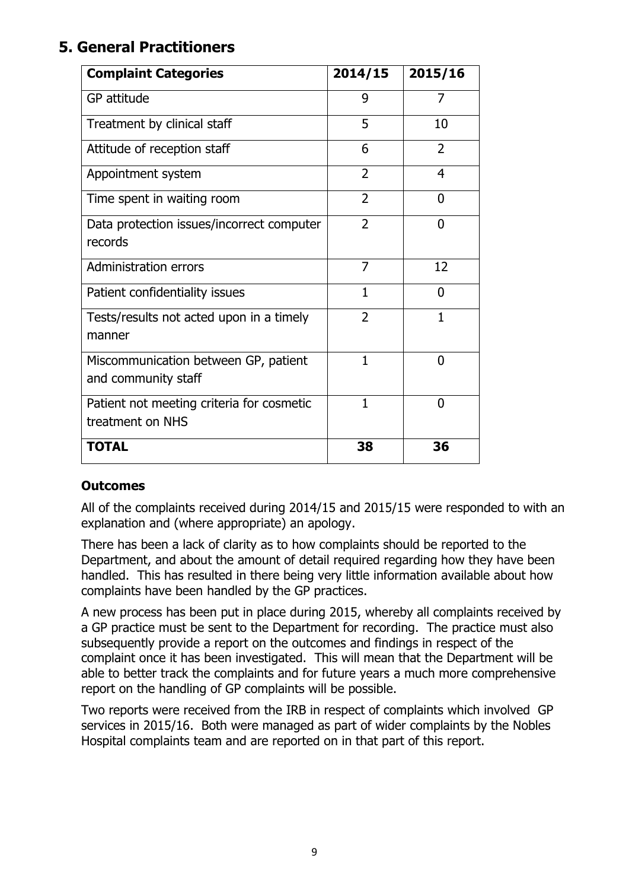## 5. General Practitioners

| Complaint Categories | 2014/15 | 2015/16 |
|---|---|---|
| GP attitude | 9 | 7 |
| Treatment by clinical staff | 5 | 10 |
| Attitude of reception staff | 6 | 2 |
| Appointment system | 2 | 4 |
| Time spent in waiting room | 2 | 0 |
| Data protection issues/incorrect computer records | 2 | 0 |
| Administration errors | 7 | 12 |
| Patient confidentiality issues | 1 | 0 |
| Tests/results not acted upon in a timely manner | 2 | 1 |
| Miscommunication between GP, patient and community staff | 1 | 0 |
| Patient not meeting criteria for cosmetic treatment on NHS | 1 | 0 |
| **TOTAL** | **38** | **36** |

### Outcomes

All of the complaints received during 2014/15 and 2015/15 were responded to with an explanation and (where appropriate) an apology.

There has been a lack of clarity as to how complaints should be reported to the Department, and about the amount of detail required regarding how they have been handled. This has resulted in there being very little information available about how complaints have been handled by the GP practices.

A new process has been put in place during 2015, whereby all complaints received by a GP practice must be sent to the Department for recording. The practice must also subsequently provide a report on the outcomes and findings in respect of the complaint once it has been investigated. This will mean that the Department will be able to better track the complaints and for future years a much more comprehensive report on the handling of GP complaints will be possible.

Two reports were received from the IRB in respect of complaints which involved GP services in 2015/16. Both were managed as part of wider complaints by the Nobles Hospital complaints team and are reported on in that part of this report.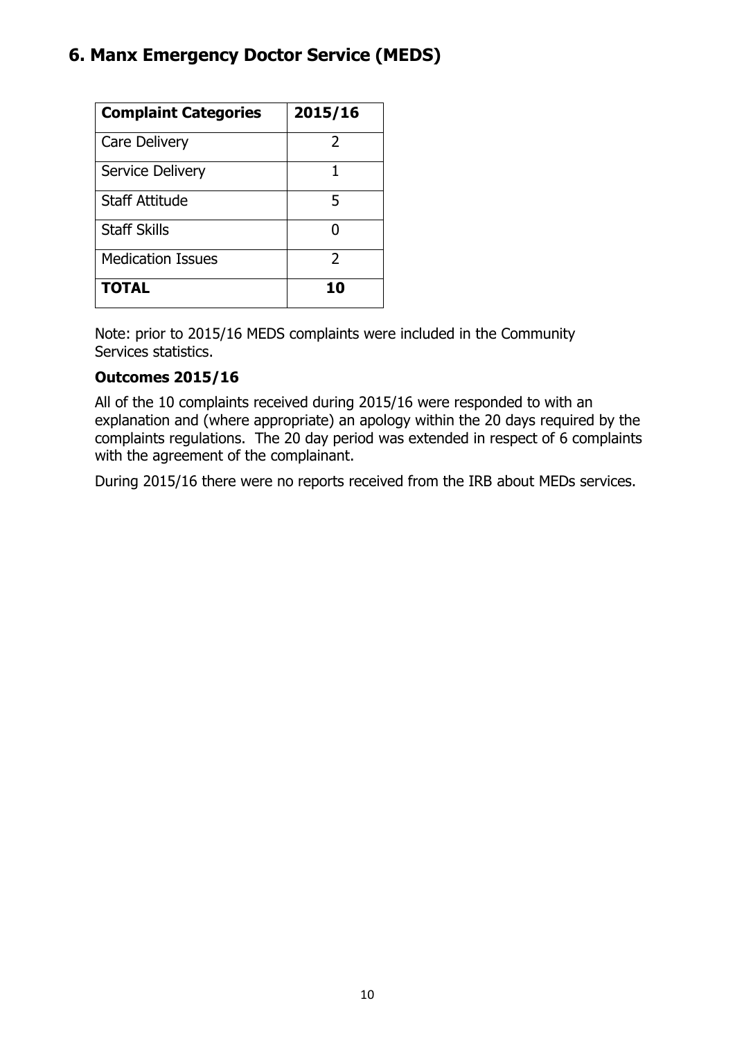## 6. Manx Emergency Doctor Service (MEDS)

| Complaint Categories | 2015/16 |
|---|---|
| Care Delivery | 2 |
| Service Delivery | 1 |
| Staff Attitude | 5 |
| Staff Skills | 0 |
| Medication Issues | 2 |
| **TOTAL** | **10** |

Note: prior to 2015/16 MEDS complaints were included in the Community Services statistics.

**Outcomes 2015/16**

All of the 10 complaints received during 2015/16 were responded to with an explanation and (where appropriate) an apology within the 20 days required by the complaints regulations. The 20 day period was extended in respect of 6 complaints with the agreement of the complainant.

During 2015/16 there were no reports received from the IRB about MEDs services.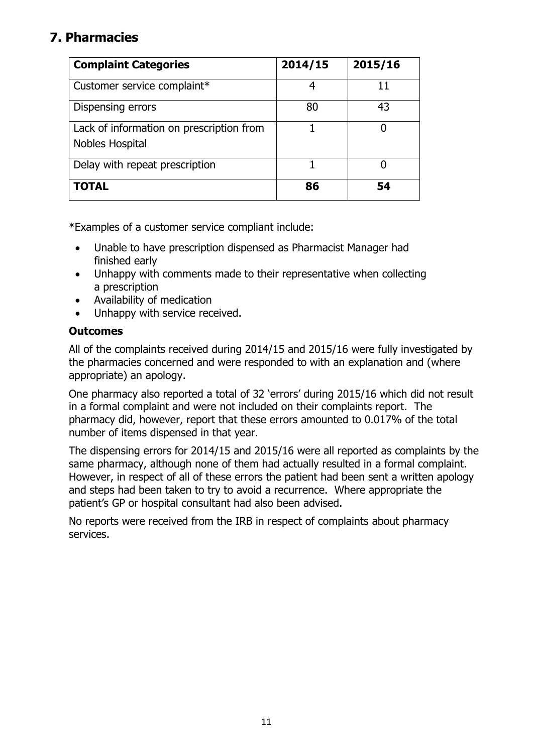## 7. Pharmacies

| Complaint Categories | 2014/15 | 2015/16 |
|---|---|---|
| Customer service complaint* | 4 | 11 |
| Dispensing errors | 80 | 43 |
| Lack of information on prescription from Nobles Hospital | 1 | 0 |
| Delay with repeat prescription | 1 | 0 |
| **TOTAL** | **86** | **54** |

*Examples of a customer service compliant include:

- Unable to have prescription dispensed as Pharmacist Manager had finished early
- Unhappy with comments made to their representative when collecting a prescription
- Availability of medication
- Unhappy with service received.

### Outcomes

All of the complaints received during 2014/15 and 2015/16 were fully investigated by the pharmacies concerned and were responded to with an explanation and (where appropriate) an apology.

One pharmacy also reported a total of 32 'errors' during 2015/16 which did not result in a formal complaint and were not included on their complaints report. The pharmacy did, however, report that these errors amounted to 0.017% of the total number of items dispensed in that year.

The dispensing errors for 2014/15 and 2015/16 were all reported as complaints by the same pharmacy, although none of them had actually resulted in a formal complaint. However, in respect of all of these errors the patient had been sent a written apology and steps had been taken to try to avoid a recurrence. Where appropriate the patient's GP or hospital consultant had also been advised.

No reports were received from the IRB in respect of complaints about pharmacy services.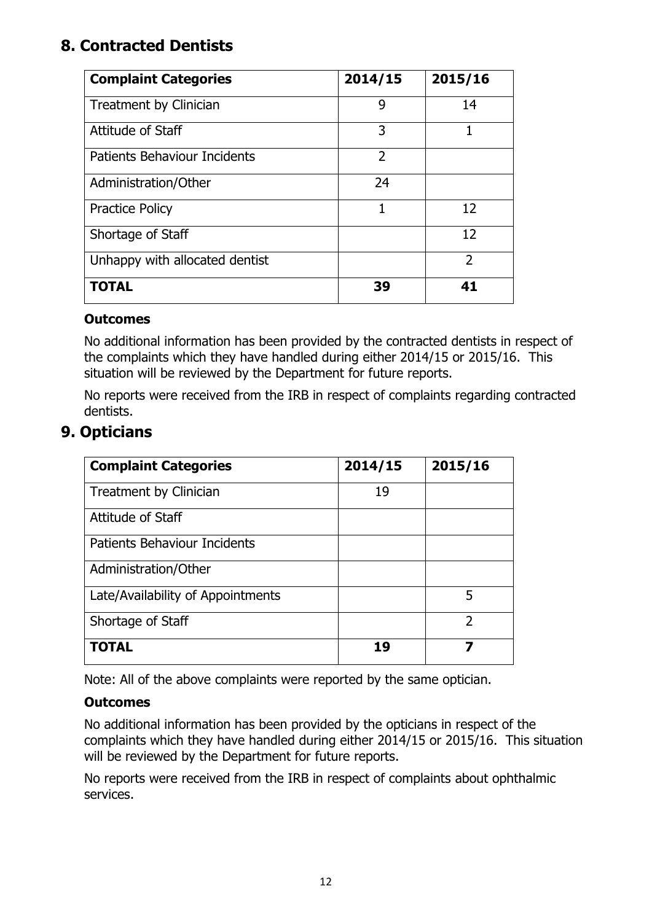## 8. Contracted Dentists

| Complaint Categories | 2014/15 | 2015/16 |
|---|---|---|
| Treatment by Clinician | 9 | 14 |
| Attitude of Staff | 3 | 1 |
| Patients Behaviour Incidents | 2 | |
| Administration/Other | 24 | |
| Practice Policy | 1 | 12 |
| Shortage of Staff | | 12 |
| Unhappy with allocated dentist | | 2 |
| **TOTAL** | **39** | **41** |

**Outcomes**

No additional information has been provided by the contracted dentists in respect of the complaints which they have handled during either 2014/15 or 2015/16. This situation will be reviewed by the Department for future reports.

No reports were received from the IRB in respect of complaints regarding contracted dentists.

## 9. Opticians

| Complaint Categories | 2014/15 | 2015/16 |
|---|---|---|
| Treatment by Clinician | 19 | |
| Attitude of Staff | | |
| Patients Behaviour Incidents | | |
| Administration/Other | | |
| Late/Availability of Appointments | | 5 |
| Shortage of Staff | | 2 |
| **TOTAL** | **19** | **7** |

Note: All of the above complaints were reported by the same optician.

**Outcomes**

No additional information has been provided by the opticians in respect of the complaints which they have handled during either 2014/15 or 2015/16. This situation will be reviewed by the Department for future reports.

No reports were received from the IRB in respect of complaints about ophthalmic services.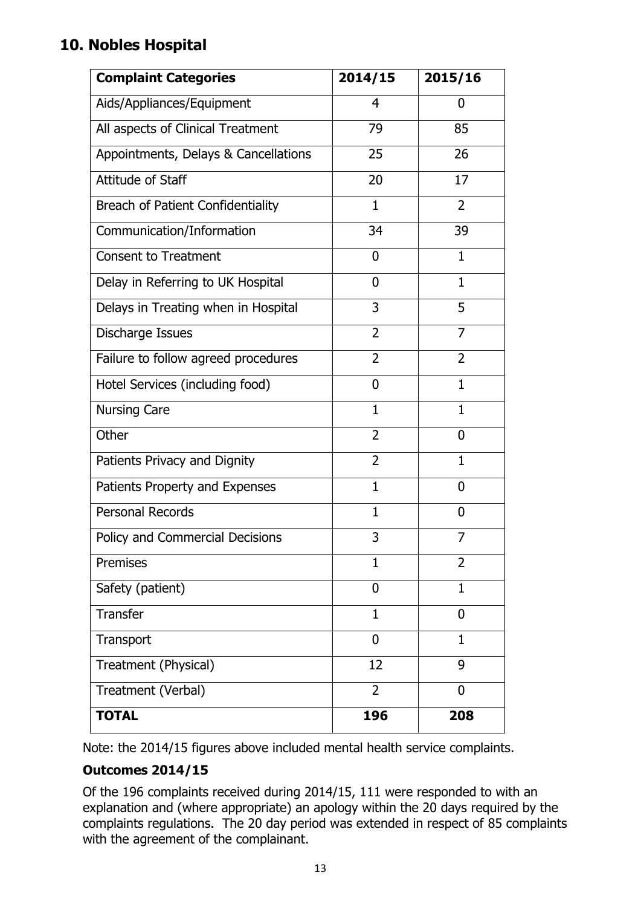## 10. Nobles Hospital

| Complaint Categories | 2014/15 | 2015/16 |
|---|---|---|
| Aids/Appliances/Equipment | 4 | 0 |
| All aspects of Clinical Treatment | 79 | 85 |
| Appointments, Delays & Cancellations | 25 | 26 |
| Attitude of Staff | 20 | 17 |
| Breach of Patient Confidentiality | 1 | 2 |
| Communication/Information | 34 | 39 |
| Consent to Treatment | 0 | 1 |
| Delay in Referring to UK Hospital | 0 | 1 |
| Delays in Treating when in Hospital | 3 | 5 |
| Discharge Issues | 2 | 7 |
| Failure to follow agreed procedures | 2 | 2 |
| Hotel Services (including food) | 0 | 1 |
| Nursing Care | 1 | 1 |
| Other | 2 | 0 |
| Patients Privacy and Dignity | 2 | 1 |
| Patients Property and Expenses | 1 | 0 |
| Personal Records | 1 | 0 |
| Policy and Commercial Decisions | 3 | 7 |
| Premises | 1 | 2 |
| Safety (patient) | 0 | 1 |
| Transfer | 1 | 0 |
| Transport | 0 | 1 |
| Treatment (Physical) | 12 | 9 |
| Treatment (Verbal) | 2 | 0 |
| **TOTAL** | **196** | **208** |

Note: the 2014/15 figures above included mental health service complaints.

### Outcomes 2014/15

Of the 196 complaints received during 2014/15, 111 were responded to with an explanation and (where appropriate) an apology within the 20 days required by the complaints regulations. The 20 day period was extended in respect of 85 complaints with the agreement of the complainant.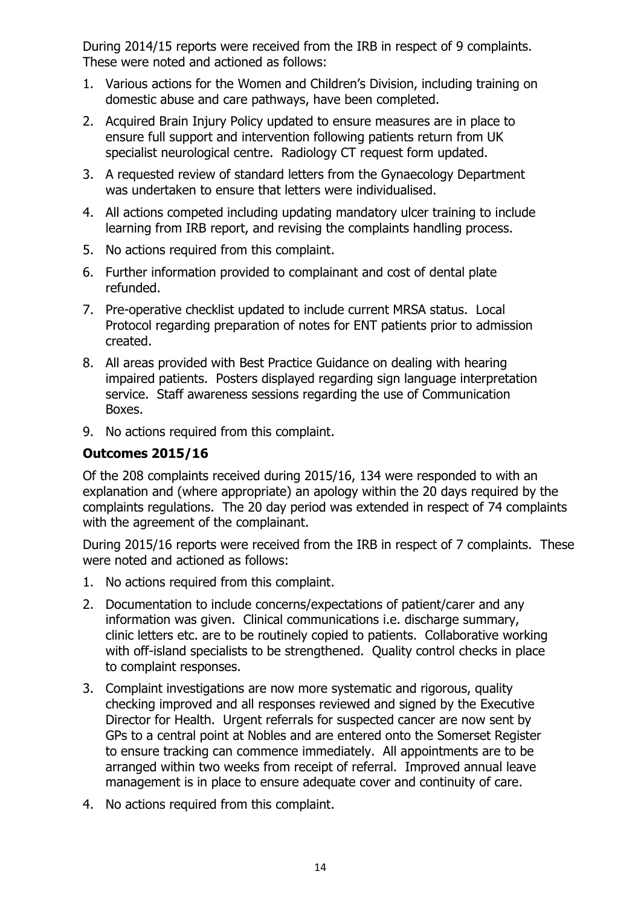During 2014/15 reports were received from the IRB in respect of 9 complaints. These were noted and actioned as follows:

1. Various actions for the Women and Children's Division, including training on domestic abuse and care pathways, have been completed.
2. Acquired Brain Injury Policy updated to ensure measures are in place to ensure full support and intervention following patients return from UK specialist neurological centre. Radiology CT request form updated.
3. A requested review of standard letters from the Gynaecology Department was undertaken to ensure that letters were individualised.
4. All actions competed including updating mandatory ulcer training to include learning from IRB report, and revising the complaints handling process.
5. No actions required from this complaint.
6. Further information provided to complainant and cost of dental plate refunded.
7. Pre-operative checklist updated to include current MRSA status. Local Protocol regarding preparation of notes for ENT patients prior to admission created.
8. All areas provided with Best Practice Guidance on dealing with hearing impaired patients. Posters displayed regarding sign language interpretation service. Staff awareness sessions regarding the use of Communication Boxes.
9. No actions required from this complaint.

### Outcomes 2015/16

Of the 208 complaints received during 2015/16, 134 were responded to with an explanation and (where appropriate) an apology within the 20 days required by the complaints regulations. The 20 day period was extended in respect of 74 complaints with the agreement of the complainant.

During 2015/16 reports were received from the IRB in respect of 7 complaints. These were noted and actioned as follows:

1. No actions required from this complaint.
2. Documentation to include concerns/expectations of patient/carer and any information was given. Clinical communications i.e. discharge summary, clinic letters etc. are to be routinely copied to patients. Collaborative working with off-island specialists to be strengthened. Quality control checks in place to complaint responses.
3. Complaint investigations are now more systematic and rigorous, quality checking improved and all responses reviewed and signed by the Executive Director for Health. Urgent referrals for suspected cancer are now sent by GPs to a central point at Nobles and are entered onto the Somerset Register to ensure tracking can commence immediately. All appointments are to be arranged within two weeks from receipt of referral. Improved annual leave management is in place to ensure adequate cover and continuity of care.
4. No actions required from this complaint.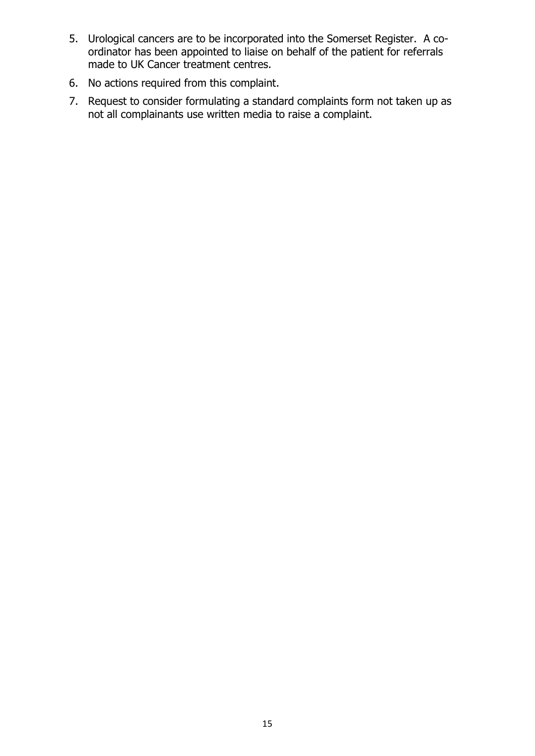5. Urological cancers are to be incorporated into the Somerset Register. A co-ordinator has been appointed to liaise on behalf of the patient for referrals made to UK Cancer treatment centres.
6. No actions required from this complaint.
7. Request to consider formulating a standard complaints form not taken up as not all complainants use written media to raise a complaint.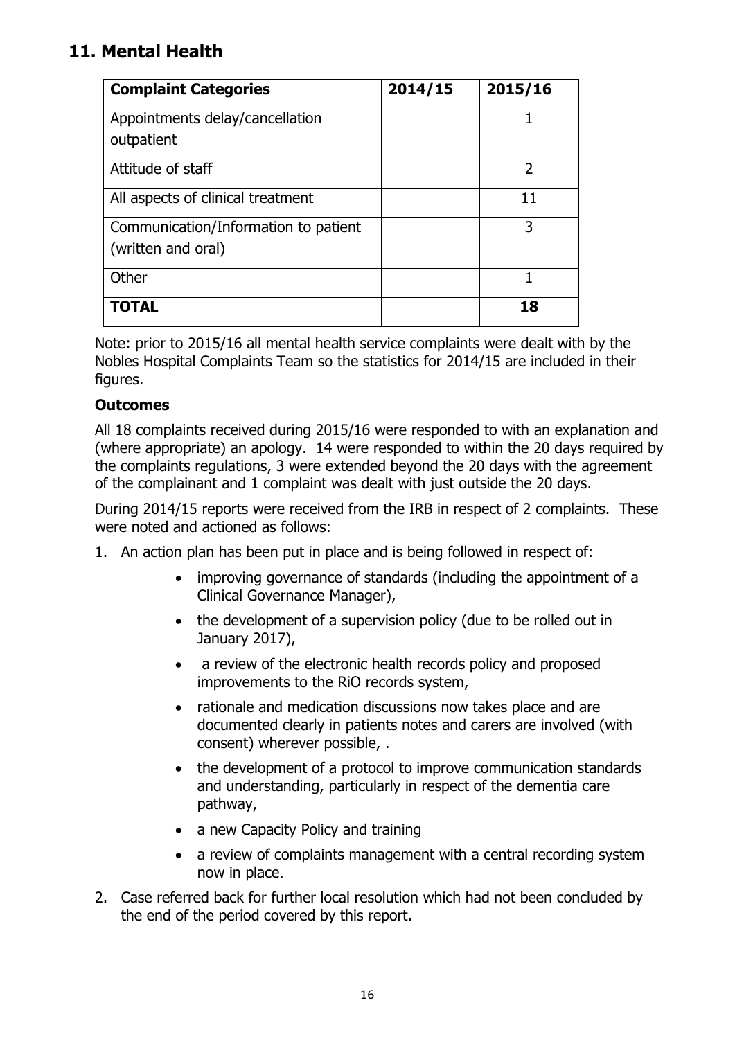## 11. Mental Health

| Complaint Categories | 2014/15 | 2015/16 |
|---|---|---|
| Appointments delay/cancellation outpatient | | 1 |
| Attitude of staff | | 2 |
| All aspects of clinical treatment | | 11 |
| Communication/Information to patient (written and oral) | | 3 |
| Other | | 1 |
| **TOTAL** | | **18** |

Note: prior to 2015/16 all mental health service complaints were dealt with by the Nobles Hospital Complaints Team so the statistics for 2014/15 are included in their figures.

### Outcomes

All 18 complaints received during 2015/16 were responded to with an explanation and (where appropriate) an apology. 14 were responded to within the 20 days required by the complaints regulations, 3 were extended beyond the 20 days with the agreement of the complainant and 1 complaint was dealt with just outside the 20 days.

During 2014/15 reports were received from the IRB in respect of 2 complaints. These were noted and actioned as follows:

1. An action plan has been put in place and is being followed in respect of:
    - improving governance of standards (including the appointment of a Clinical Governance Manager),
    - the development of a supervision policy (due to be rolled out in January 2017),
    - a review of the electronic health records policy and proposed improvements to the RiO records system,
    - rationale and medication discussions now takes place and are documented clearly in patients notes and carers are involved (with consent) wherever possible, .
    - the development of a protocol to improve communication standards and understanding, particularly in respect of the dementia care pathway,
    - a new Capacity Policy and training
    - a review of complaints management with a central recording system now in place.
2. Case referred back for further local resolution which had not been concluded by the end of the period covered by this report.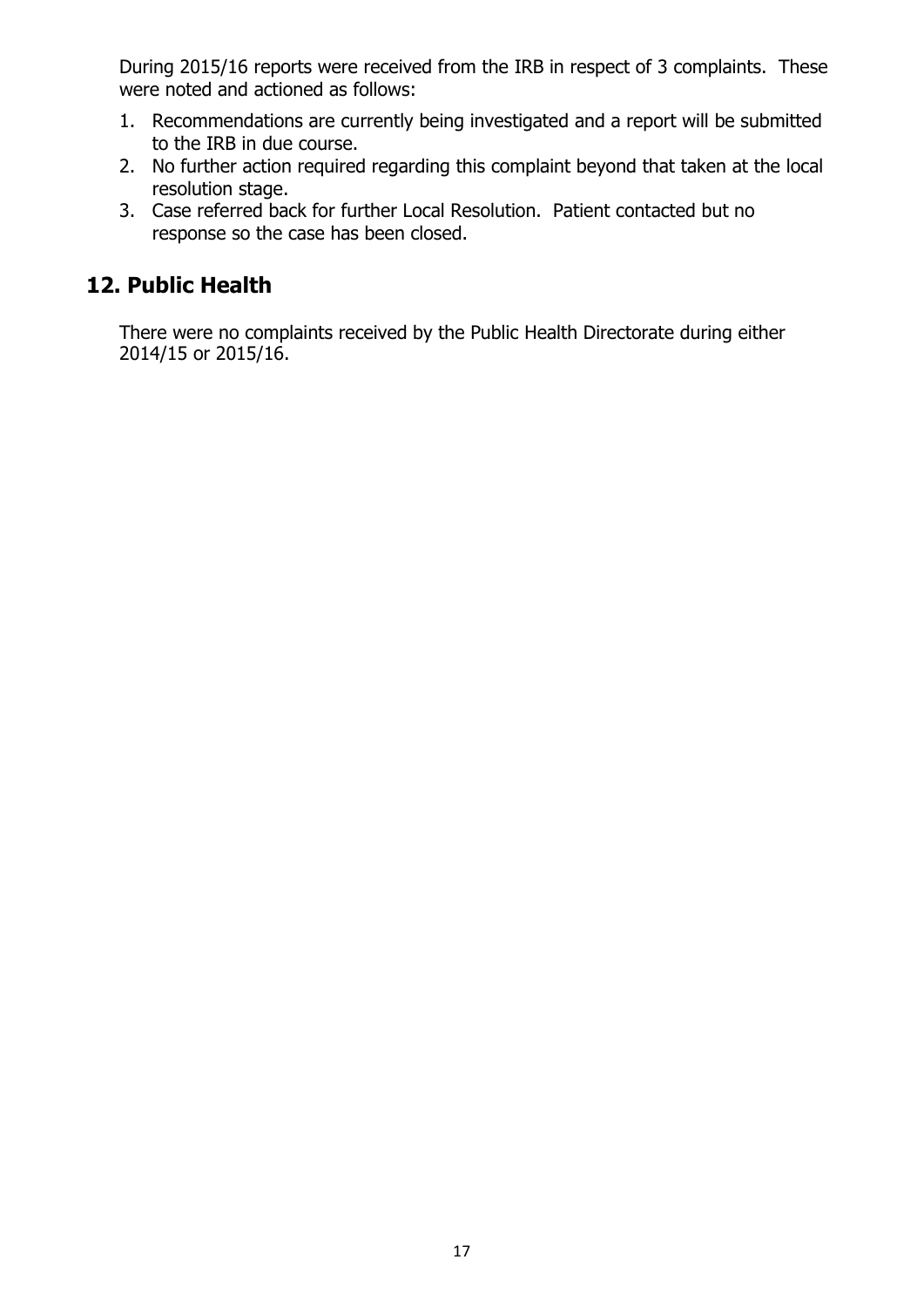During 2015/16 reports were received from the IRB in respect of 3 complaints. These were noted and actioned as follows:

1. Recommendations are currently being investigated and a report will be submitted to the IRB in due course.
2. No further action required regarding this complaint beyond that taken at the local resolution stage.
3. Case referred back for further Local Resolution. Patient contacted but no response so the case has been closed.

## 12. Public Health

There were no complaints received by the Public Health Directorate during either 2014/15 or 2015/16.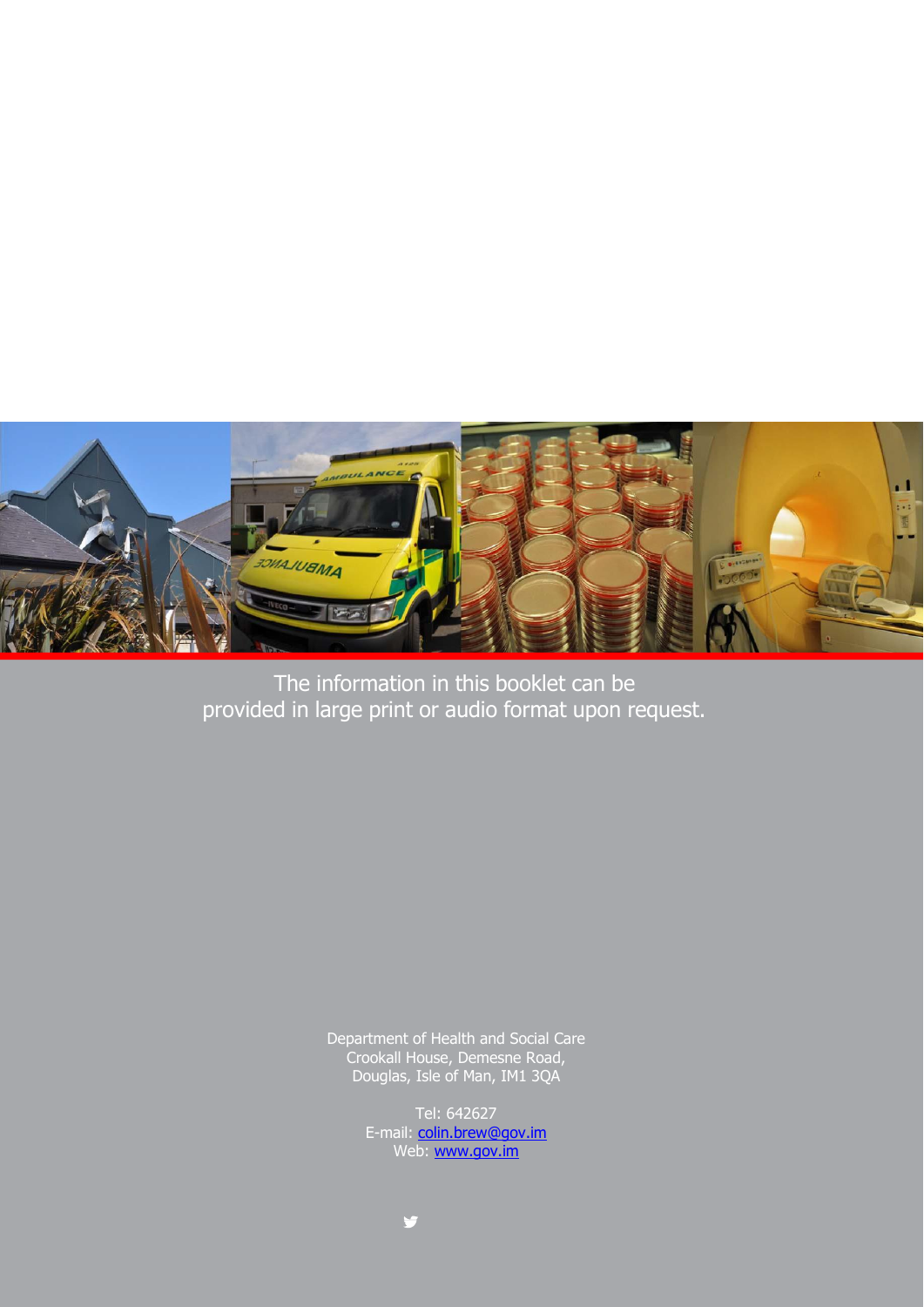The information in this booklet can be provided in large print or audio format upon request.

Department of Health and Social Care
Crookall House, Demesne Road,
Douglas, Isle of Man, IM1 3QA

Tel: 642627
E-mail: colin.brew@gov.im
Web: www.gov.im